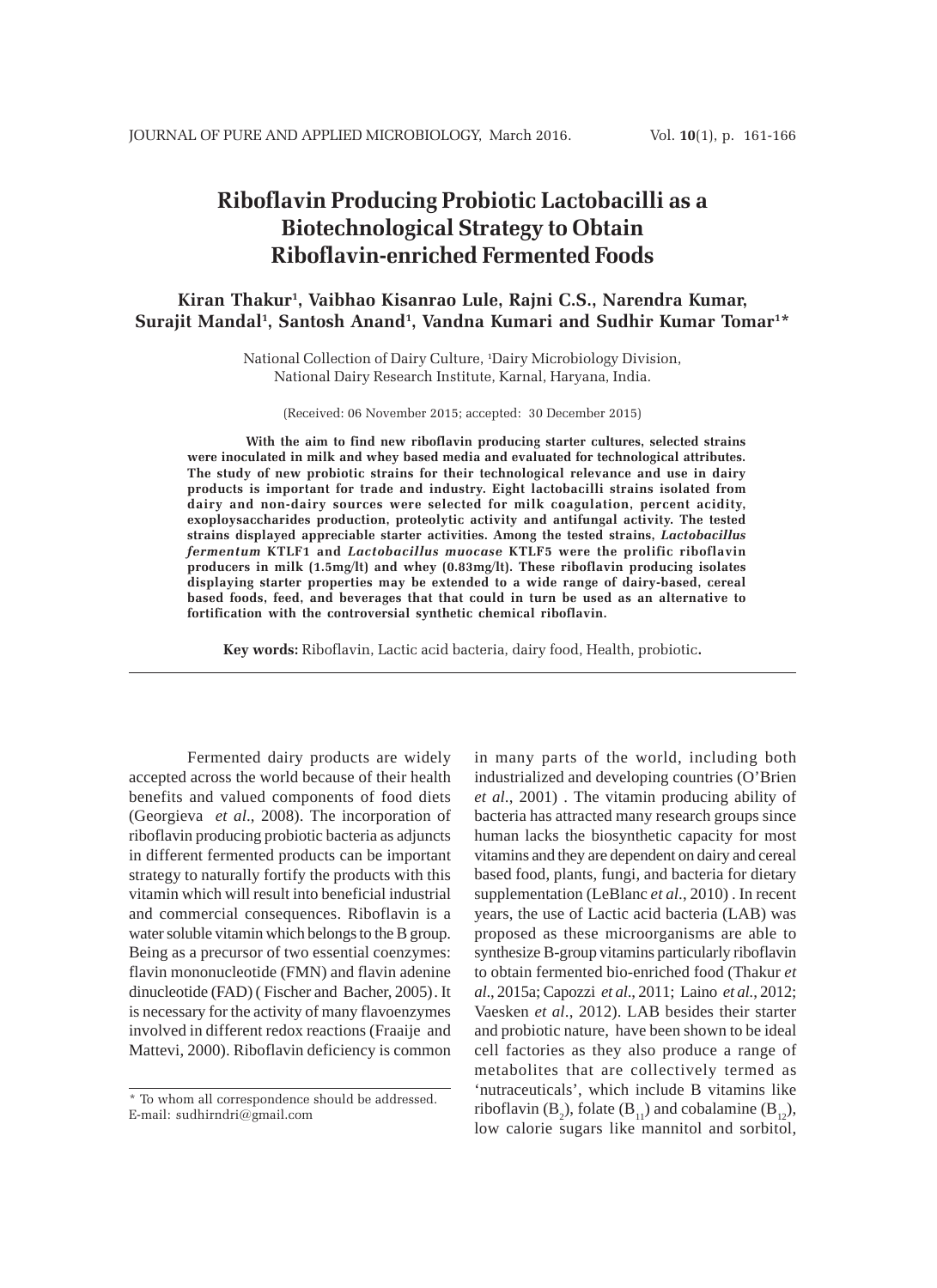# Riboflavin Producing Probiotic Lactobacilli as a Biotechnological Strategy to Obtain Riboflavin-enriched Fermented Foods

**Kiran Thakur[1], Vaibhao Kisanrao Lule, Rajni C.S., Narendra Kumar, Surajit Mandal[1], Santosh Anand[1], Vandna Kumari and Sudhir Kumar Tomar[1]***

National Collection of Dairy Culture, [1]Dairy Microbiology Division, National Dairy Research Institute, Karnal, Haryana, India.

(Received: 06 November 2015; accepted: 30 December 2015)

**With the aim to find new riboflavin producing starter cultures, selected strains were inoculated in milk and whey based media and evaluated for technological attributes. The study of new probiotic strains for their technological relevance and use in dairy products is important for trade and industry. Eight lactobacilli strains isolated from dairy and non-dairy sources were selected for milk coagulation, percent acidity, exoploysaccharides production, proteolytic activity and antifungal activity. The tested strains displayed appreciable starter activities. Among the tested strains, *Lactobacillus fermentum* KTLF1 and *Lactobacillus muocase* KTLF5 were the prolific riboflavin producers in milk (1.5mg/lt) and whey (0.83mg/lt). These riboflavin producing isolates displaying starter properties may be extended to a wide range of dairy-based, cereal based foods, feed, and beverages that that could in turn be used as an alternative to fortification with the controversial synthetic chemical riboflavin.**

**Key words:** Riboflavin, Lactic acid bacteria, dairy food, Health, probiotic**.**

---

Fermented dairy products are widely accepted across the world because of their health benefits and valued components of food diets (Georgieva *et al*., 2008). The incorporation of riboflavin producing probiotic bacteria as adjuncts in different fermented products can be important strategy to naturally fortify the products with this vitamin which will result into beneficial industrial and commercial consequences. Riboflavin is a water soluble vitamin which belongs to the B group. Being as a precursor of two essential coenzymes: flavin mononucleotide (FMN) and flavin adenine dinucleotide (FAD) ( Fischer and Bacher, 2005). It is necessary for the activity of many flavoenzymes involved in different redox reactions (Fraaije and Mattevi, 2000). Riboflavin deficiency is common in many parts of the world, including both industrialized and developing countries (O'Brien *et al*., 2001) . The vitamin producing ability of bacteria has attracted many research groups since human lacks the biosynthetic capacity for most vitamins and they are dependent on dairy and cereal based food, plants, fungi, and bacteria for dietary supplementation (LeBlanc *et al*., 2010) . In recent years, the use of Lactic acid bacteria (LAB) was proposed as these microorganisms are able to synthesize B-group vitamins particularly riboflavin to obtain fermented bio-enriched food (Thakur *et al*., 2015a; Capozzi *et al*., 2011; Laino *et al*., 2012; Vaesken *et al*., 2012). LAB besides their starter and probiotic nature, have been shown to be ideal cell factories as they also produce a range of metabolites that are collectively termed as 'nutraceuticals', which include B vitamins like riboflavin ($B_2$), folate ($B_{11}$) and cobalamine ($B_{12}$), low calorie sugars like mannitol and sorbitol,

* To whom all correspondence should be addressed.
E-mail: sudhirndri@gmail.com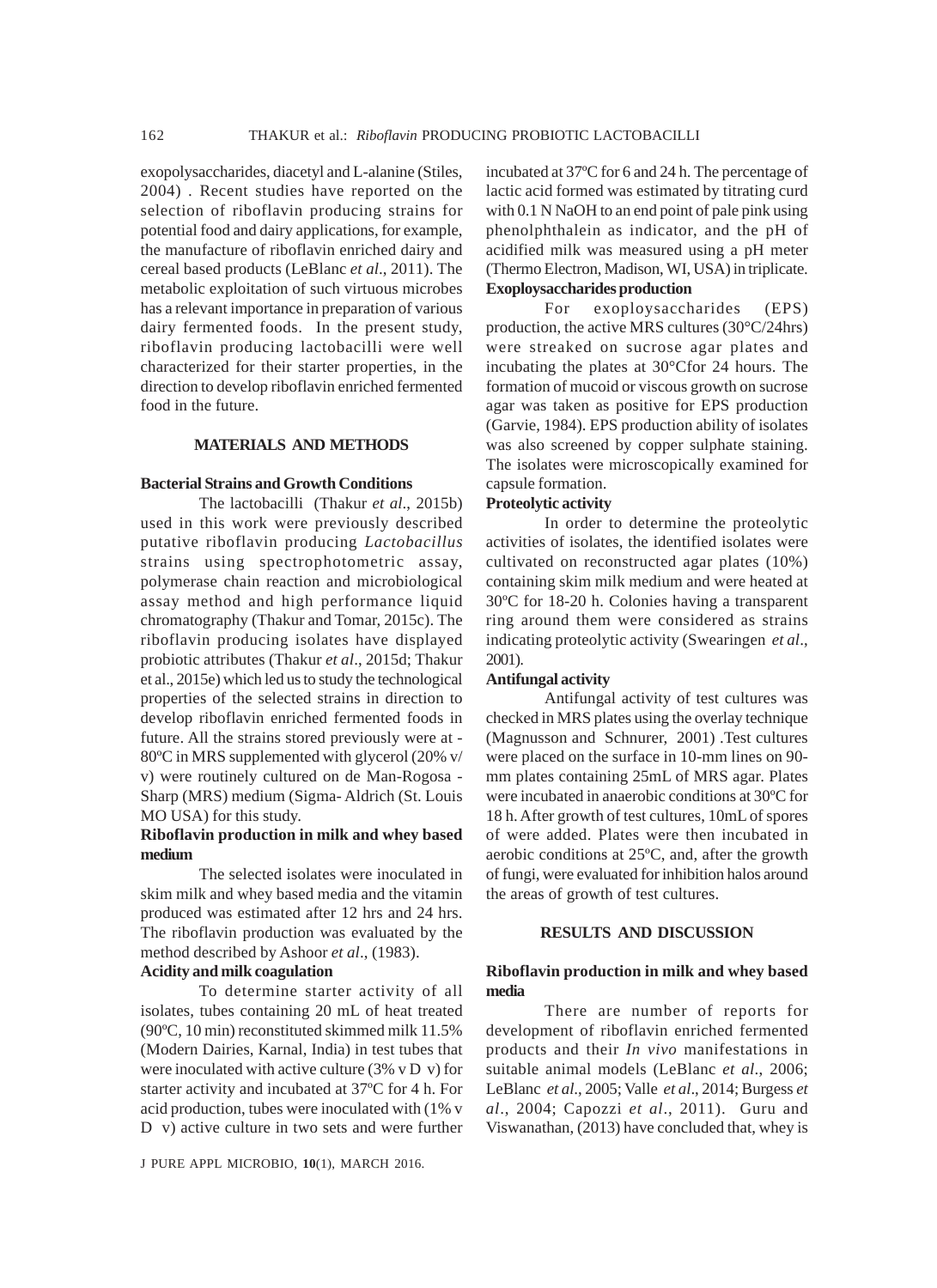exopolysaccharides, diacetyl and L-alanine (Stiles, 2004) . Recent studies have reported on the selection of riboflavin producing strains for potential food and dairy applications, for example, the manufacture of riboflavin enriched dairy and cereal based products (LeBlanc *et al*., 2011). The metabolic exploitation of such virtuous microbes has a relevant importance in preparation of various dairy fermented foods. In the present study, riboflavin producing lactobacilli were well characterized for their starter properties, in the direction to develop riboflavin enriched fermented food in the future.

## MATERIALS AND METHODS

### Bacterial Strains and Growth Conditions

The lactobacilli (Thakur *et al*., 2015b) used in this work were previously described putative riboflavin producing *Lactobacillus* strains using spectrophotometric assay, polymerase chain reaction and microbiological assay method and high performance liquid chromatography (Thakur and Tomar, 2015c). The riboflavin producing isolates have displayed probiotic attributes (Thakur *et al*., 2015d; Thakur et al., 2015e) which led us to study the technological properties of the selected strains in direction to develop riboflavin enriched fermented foods in future. All the strains stored previously were at -80ºC in MRS supplemented with glycerol (20% v/v) were routinely cultured on de Man-Rogosa - Sharp (MRS) medium (Sigma- Aldrich (St. Louis MO USA) for this study.

### Riboflavin production in milk and whey based medium

The selected isolates were inoculated in skim milk and whey based media and the vitamin produced was estimated after 12 hrs and 24 hrs. The riboflavin production was evaluated by the method described by Ashoor *et al*., (1983).

### Acidity and milk coagulation

To determine starter activity of all isolates, tubes containing 20 mL of heat treated (90ºC, 10 min) reconstituted skimmed milk 11.5% (Modern Dairies, Karnal, India) in test tubes that were inoculated with active culture (3% v D v) for starter activity and incubated at 37ºC for 4 h. For acid production, tubes were inoculated with (1% v D v) active culture in two sets and were further incubated at 37ºC for 6 and 24 h. The percentage of lactic acid formed was estimated by titrating curd with 0.1 N NaOH to an end point of pale pink using phenolphthalein as indicator, and the pH of acidified milk was measured using a pH meter (Thermo Electron, Madison, WI, USA) in triplicate.

### Exoploysaccharides production

For exoploysaccharides (EPS) production, the active MRS cultures (30°C/24hrs) were streaked on sucrose agar plates and incubating the plates at 30°Cfor 24 hours. The formation of mucoid or viscous growth on sucrose agar was taken as positive for EPS production (Garvie, 1984). EPS production ability of isolates was also screened by copper sulphate staining. The isolates were microscopically examined for capsule formation.

### Proteolytic activity

In order to determine the proteolytic activities of isolates, the identified isolates were cultivated on reconstructed agar plates (10%) containing skim milk medium and were heated at 30ºC for 18-20 h. Colonies having a transparent ring around them were considered as strains indicating proteolytic activity (Swearingen *et al*., 2001).

### Antifungal activity

Antifungal activity of test cultures was checked in MRS plates using the overlay technique (Magnusson and Schnurer, 2001) .Test cultures were placed on the surface in 10-mm lines on 90-mm plates containing 25mL of MRS agar. Plates were incubated in anaerobic conditions at 30ºC for 18 h. After growth of test cultures, 10mL of spores of were added. Plates were then incubated in aerobic conditions at 25ºC, and, after the growth of fungi, were evaluated for inhibition halos around the areas of growth of test cultures.

## RESULTS AND DISCUSSION

### Riboflavin production in milk and whey based media

There are number of reports for development of riboflavin enriched fermented products and their *In vivo* manifestations in suitable animal models (LeBlanc *et al*., 2006; LeBlanc *et al*., 2005; Valle *et al*., 2014; Burgess *et al*., 2004; Capozzi *et al*., 2011). Guru and Viswanathan, (2013) have concluded that, whey is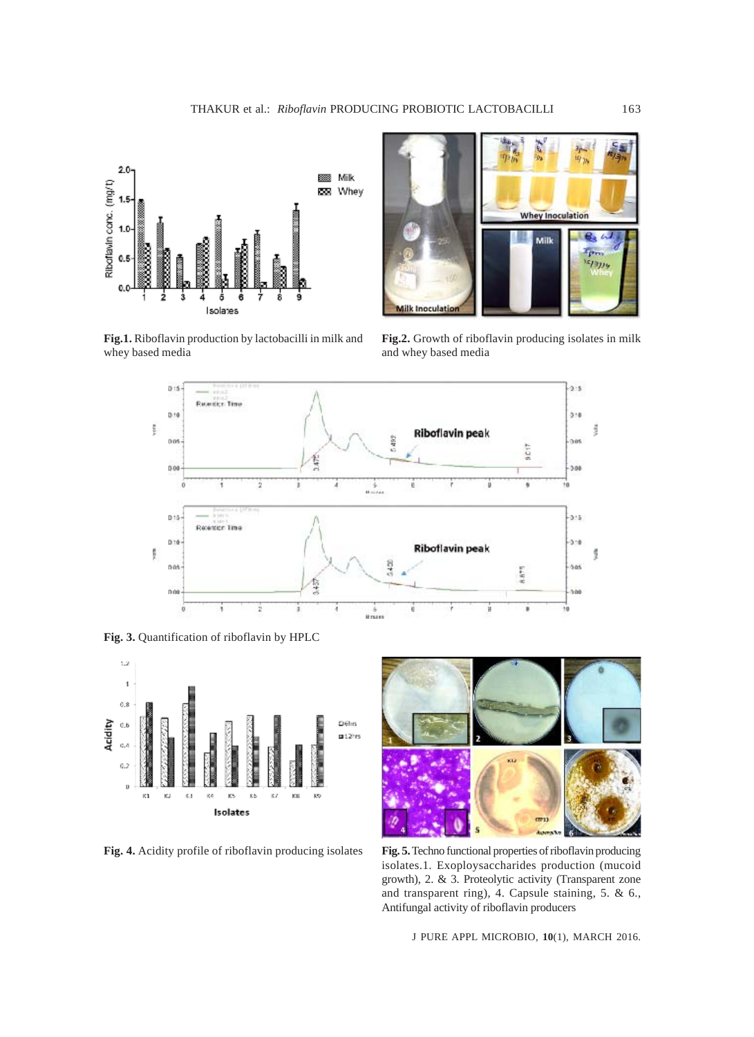**Fig.1.** Riboflavin production by lactobacilli in milk and whey based media

**Fig.2.** Growth of riboflavin producing isolates in milk and whey based media

**Fig. 3.** Quantification of riboflavin by HPLC

**Fig. 4.** Acidity profile of riboflavin producing isolates

**Fig. 5.** Techno functional properties of riboflavin producing isolates.1. Exoploysaccharides production (mucoid growth), 2. & 3. Proteolytic activity (Transparent zone and transparent ring), 4. Capsule staining, 5. & 6., Antifungal activity of riboflavin producers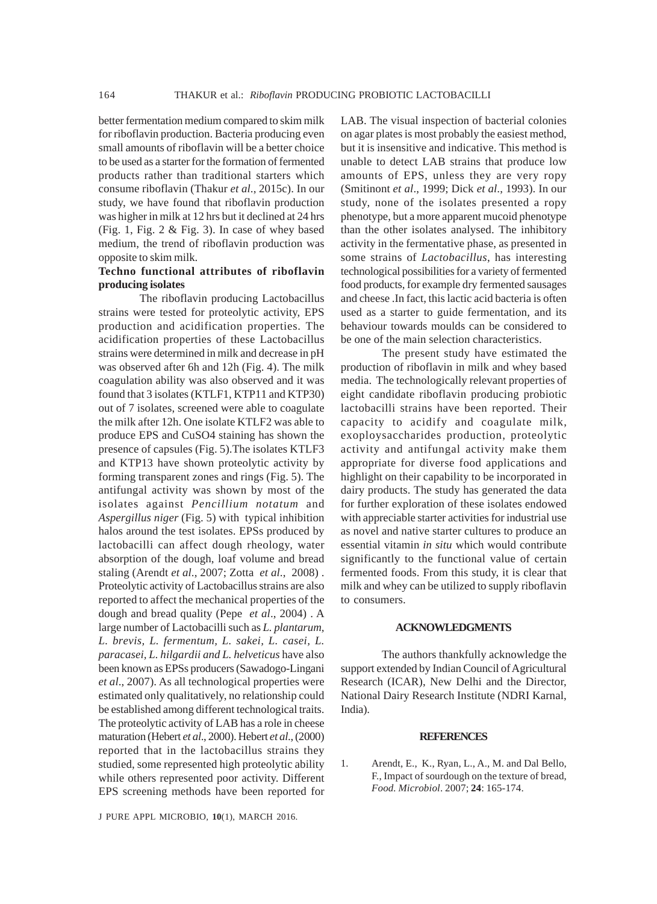better fermentation medium compared to skim milk for riboflavin production. Bacteria producing even small amounts of riboflavin will be a better choice to be used as a starter for the formation of fermented products rather than traditional starters which consume riboflavin (Thakur *et al*., 2015c). In our study, we have found that riboflavin production was higher in milk at 12 hrs but it declined at 24 hrs (Fig. 1, Fig. 2 & Fig. 3). In case of whey based medium, the trend of riboflavin production was opposite to skim milk.

**Techno functional attributes of riboflavin producing isolates**

The riboflavin producing Lactobacillus strains were tested for proteolytic activity, EPS production and acidification properties. The acidification properties of these Lactobacillus strains were determined in milk and decrease in pH was observed after 6h and 12h (Fig. 4). The milk coagulation ability was also observed and it was found that 3 isolates (KTLF1, KTP11 and KTP30) out of 7 isolates, screened were able to coagulate the milk after 12h. One isolate KTLF2 was able to produce EPS and $CuSO_4$ staining has shown the presence of capsules (Fig. 5).The isolates KTLF3 and KTP13 have shown proteolytic activity by forming transparent zones and rings (Fig. 5). The antifungal activity was shown by most of the isolates against *Pencillium notatum* and *Aspergillus niger* (Fig. 5) with typical inhibition halos around the test isolates. EPSs produced by lactobacilli can affect dough rheology, water absorption of the dough, loaf volume and bread staling (Arendt *et al.*, 2007; Zotta *et al*., 2008) . Proteolytic activity of Lactobacillus strains are also reported to affect the mechanical properties of the dough and bread quality (Pepe *et al*., 2004) . A large number of Lactobacilli such as *L. plantarum, L. brevis, L. fermentum, L. sakei, L. casei, L. paracasei, L. hilgardii and L. helveticus* have also been known as EPSs producers (Sawadogo-Lingani *et al*., 2007). As all technological properties were estimated only qualitatively, no relationship could be established among different technological traits. The proteolytic activity of LAB has a role in cheese maturation (Hebert *et al*., 2000). Hebert *et al*., (2000) reported that in the lactobacillus strains they studied, some represented high proteolytic ability while others represented poor activity. Different EPS screening methods have been reported for LAB. The visual inspection of bacterial colonies on agar plates is most probably the easiest method, but it is insensitive and indicative. This method is unable to detect LAB strains that produce low amounts of EPS, unless they are very ropy (Smitinont *et al*., 1999; Dick *et al*., 1993). In our study, none of the isolates presented a ropy phenotype, but a more apparent mucoid phenotype than the other isolates analysed. The inhibitory activity in the fermentative phase, as presented in some strains of *Lactobacillus*, has interesting technological possibilities for a variety of fermented food products, for example dry fermented sausages and cheese .In fact, this lactic acid bacteria is often used as a starter to guide fermentation, and its behaviour towards moulds can be considered to be one of the main selection characteristics.

The present study have estimated the production of riboflavin in milk and whey based media. The technologically relevant properties of eight candidate riboflavin producing probiotic lactobacilli strains have been reported. Their capacity to acidify and coagulate milk, exoploysaccharides production, proteolytic activity and antifungal activity make them appropriate for diverse food applications and highlight on their capability to be incorporated in dairy products. The study has generated the data for further exploration of these isolates endowed with appreciable starter activities for industrial use as novel and native starter cultures to produce an essential vitamin *in situ* which would contribute significantly to the functional value of certain fermented foods. From this study, it is clear that milk and whey can be utilized to supply riboflavin to consumers.

## ACKNOWLEDGMENTS

The authors thankfully acknowledge the support extended by Indian Council of Agricultural Research (ICAR), New Delhi and the Director, National Dairy Research Institute (NDRI Karnal, India).

## REFERENCES

1. Arendt, E., K., Ryan, L., A., M. and Dal Bello, F., Impact of sourdough on the texture of bread, *Food. Microbiol*. 2007; **24**: 165-174.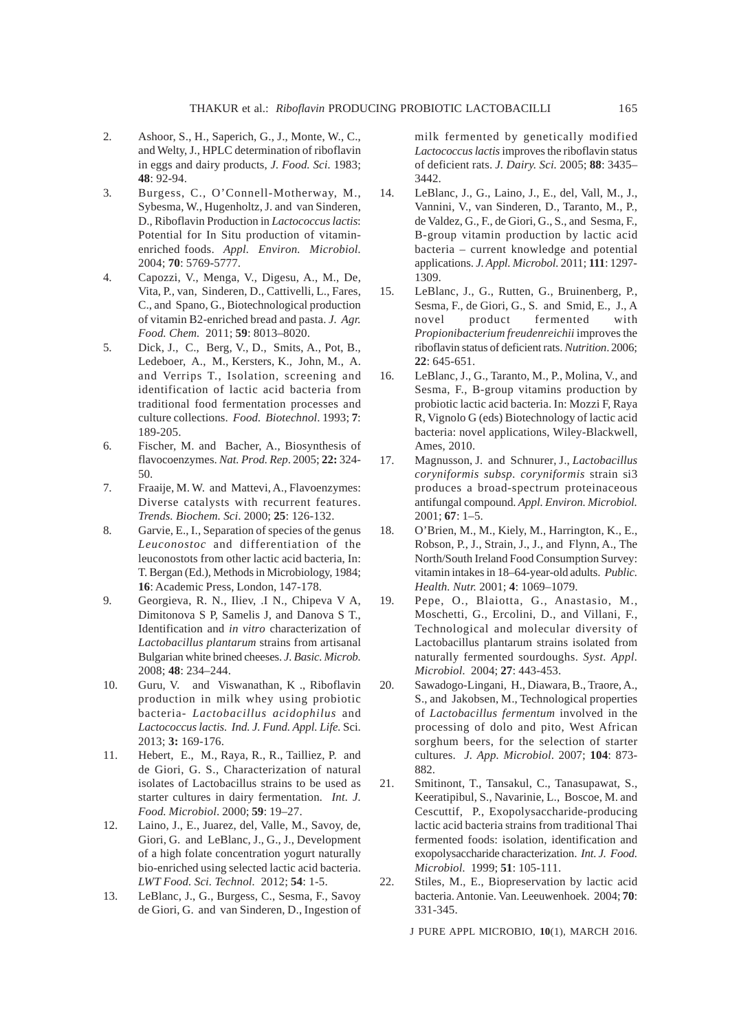2. Ashoor, S., H., Saperich, G., J., Monte, W., C., and Welty, J., HPLC determination of riboflavin in eggs and dairy products, *J. Food. Sci*. 1983; **48**: 92-94.
3. Burgess, C., O'Connell-Motherway, M., Sybesma, W., Hugenholtz, J. and van Sinderen, D., Riboflavin Production in *Lactococcus lactis*: Potential for In Situ production of vitamin-enriched foods. *Appl. Environ. Microbiol.* 2004; **70**: 5769-5777.
4. Capozzi, V., Menga, V., Digesu, A., M., De, Vita, P., van, Sinderen, D., Cattivelli, L., Fares, C., and Spano, G., Biotechnological production of vitamin B2-enriched bread and pasta. *J. Agr. Food. Chem.* 2011; **59**: 8013–8020.
5. Dick, J., C., Berg, V., D., Smits, A., Pot, B., Ledeboer, A., M., Kersters, K., John, M., A. and Verrips T., Isolation, screening and identification of lactic acid bacteria from traditional food fermentation processes and culture collections. *Food. Biotechnol*. 1993; **7**: 189-205.
6. Fischer, M. and Bacher, A., Biosynthesis of flavocoenzymes. *Nat. Prod. Rep*. 2005; **22:** 324-50.
7. Fraaije, M. W. and Mattevi, A., Flavoenzymes: Diverse catalysts with recurrent features. *Trends. Biochem. Sci*. 2000; **25**: 126-132.
8. Garvie, E., I., Separation of species of the genus *Leuconostoc* and differentiation of the leuconostots from other lactic acid bacteria, In: T. Bergan (Ed.), Methods in Microbiology, 1984; **16**: Academic Press, London, 147-178.
9. Georgieva, R. N., Iliev, .I N., Chipeva V A, Dimitonova S P, Samelis J, and Danova S T., Identification and *in vitro* characterization of *Lactobacillus plantarum* strains from artisanal Bulgarian white brined cheeses. *J. Basic. Microb.* 2008; **48**: 234–244.
10. Guru, V. and Viswanathan, K ., Riboflavin production in milk whey using probiotic bacteria- *Lactobacillus acidophilus* and *Lactococcus lactis. Ind. J. Fund. Appl. Life.* Sci. 2013; **3:** 169-176.
11. Hebert, E., M., Raya, R., R., Tailliez, P. and de Giori, G. S., Characterization of natural isolates of Lactobacillus strains to be used as starter cultures in dairy fermentation. *Int. J. Food. Microbiol*. 2000; **59**: 19–27.
12. Laino, J., E., Juarez, del, Valle, M., Savoy, de, Giori, G. and LeBlanc, J., G., J., Development of a high folate concentration yogurt naturally bio-enriched using selected lactic acid bacteria. *LWT Food. Sci. Technol.* 2012; **54**: 1-5.
13. LeBlanc, J., G., Burgess, C., Sesma, F., Savoy de Giori, G. and van Sinderen, D., Ingestion of milk fermented by genetically modified *Lactococcus lactis* improves the riboflavin status of deficient rats. *J. Dairy. Sci.* 2005; **88**: 3435–3442.
14. LeBlanc, J., G., Laino, J., E., del, Vall, M., J., Vannini, V., van Sinderen, D., Taranto, M., P., de Valdez, G., F., de Giori, G., S., and Sesma, F., B-group vitamin production by lactic acid bacteria – current knowledge and potential applications. *J. Appl. Microbol.* 2011; **111**: 1297-1309.
15. LeBlanc, J., G., Rutten, G., Bruinenberg, P., Sesma, F., de Giori, G., S. and Smid, E., J., A novel product fermented with *Propionibacterium freudenreichii* improves the riboflavin status of deficient rats. *Nutrition*. 2006; **22**: 645-651.
16. LeBlanc, J., G., Taranto, M., P., Molina, V., and Sesma, F., B-group vitamins production by probiotic lactic acid bacteria. In: Mozzi F, Raya R, Vignolo G (eds) Biotechnology of lactic acid bacteria: novel applications, Wiley-Blackwell, Ames, 2010.
17. Magnusson, J. and Schnurer, J., *Lactobacillus coryniformis subsp. coryniformis* strain si3 produces a broad-spectrum proteinaceous antifungal compound. *Appl. Environ. Microbiol.* 2001; **67**: 1–5.
18. O'Brien, M., M., Kiely, M., Harrington, K., E., Robson, P., J., Strain, J., J., and Flynn, A., The North/South Ireland Food Consumption Survey: vitamin intakes in 18–64-year-old adults. *Public. Health. Nutr.* 2001; **4**: 1069–1079.
19. Pepe, O., Blaiotta, G., Anastasio, M., Moschetti, G., Ercolini, D., and Villani, F., Technological and molecular diversity of Lactobacillus plantarum strains isolated from naturally fermented sourdoughs. *Syst. Appl. Microbiol.* 2004; **27**: 443-453.
20. Sawadogo-Lingani, H., Diawara, B., Traore, A., S., and Jakobsen, M., Technological properties of *Lactobacillus fermentum* involved in the processing of dolo and pito, West African sorghum beers, for the selection of starter cultures. *J. App. Microbiol*. 2007; **104**: 873-882.
21. Smitinont, T., Tansakul, C., Tanasupawat, S., Keeratipibul, S., Navarinie, L., Boscoe, M. and Cescuttif, P., Exopolysaccharide-producing lactic acid bacteria strains from traditional Thai fermented foods: isolation, identification and exopolysaccharide characterization. *Int. J. Food. Microbiol*. 1999; **51**: 105-111.
22. Stiles, M., E., Biopreservation by lactic acid bacteria. Antonie. Van. Leeuwenhoek. 2004; **70**: 331-345.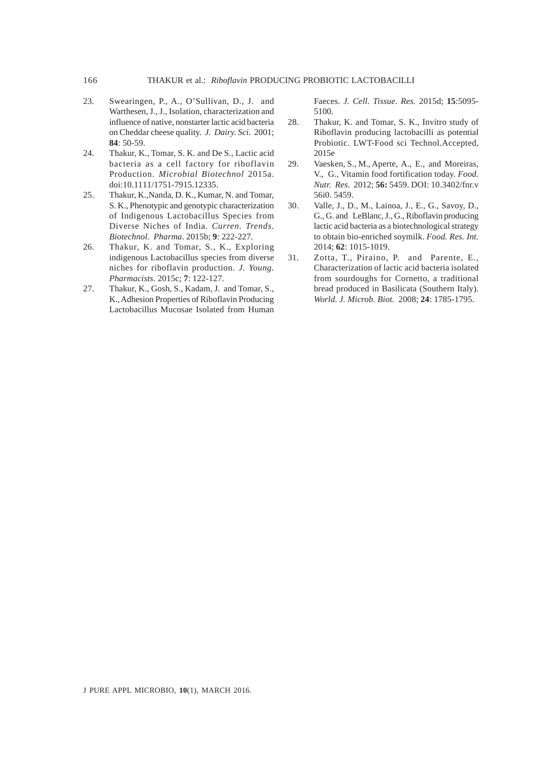23. Swearingen, P., A., O'Sullivan, D., J. and Warthesen, J., J., Isolation, characterization and influence of native, nonstarter lactic acid bacteria on Cheddar cheese quality. *J. Dairy. Sci.* 2001; **84**: 50-59.
24. Thakur, K., Tomar, S. K. and De S., Lactic acid bacteria as a cell factory for riboflavin Production. *Microbial Biotechnol* 2015a. doi:10.1111/1751-7915.12335.
25. Thakur, K.,Nanda, D. K., Kumar, N. and Tomar, S. K., Phenotypic and genotypic characterization of Indigenous Lactobacillus Species from Diverse Niches of India. *Curren. Trends. Biotechnol. Pharma*. 2015b; **9**: 222-227.
26. Thakur, K. and Tomar, S., K., Exploring indigenous Lactobacillus species from diverse niches for riboflavin production. *J. Young. Pharmacists*. 2015c; **7**: 122-127.
27. Thakur, K., Gosh, S., Kadam, J. and Tomar, S., K., Adhesion Properties of Riboflavin Producing Lactobacillus Mucosae Isolated from Human Faeces. *J. Cell. Tissue. Res.* 2015d; **15**:5095-5100.
28. Thakur, K. and Tomar, S. K., Invitro study of Riboflavin producing lactobacilli as potential Probiotic. LWT-Food sci Technol.Accepted, 2015e
29. Vaesken, S., M., Aperte, A., E., and Moreiras, V., G., Vitamin food fortification today. *Food. Nutr. Res.* 2012; **56:** 5459. DOI: 10.3402/fnr.v 56i0. 5459.
30. Valle, J., D., M., Lainoa, J., E., G., Savoy, D., G., G. and LeBlanc, J., G., Riboflavin producing lactic acid bacteria as a biotechnological strategy to obtain bio-enriched soymilk. *Food. Res. Int.* 2014; **62**: 1015-1019.
31. Zotta, T., Piraino, P. and Parente, E., Characterization of lactic acid bacteria isolated from sourdoughs for Cornetto, a traditional bread produced in Basilicata (Southern Italy). *World. J. Microb. Biot.* 2008; **24**: 1785-1795.